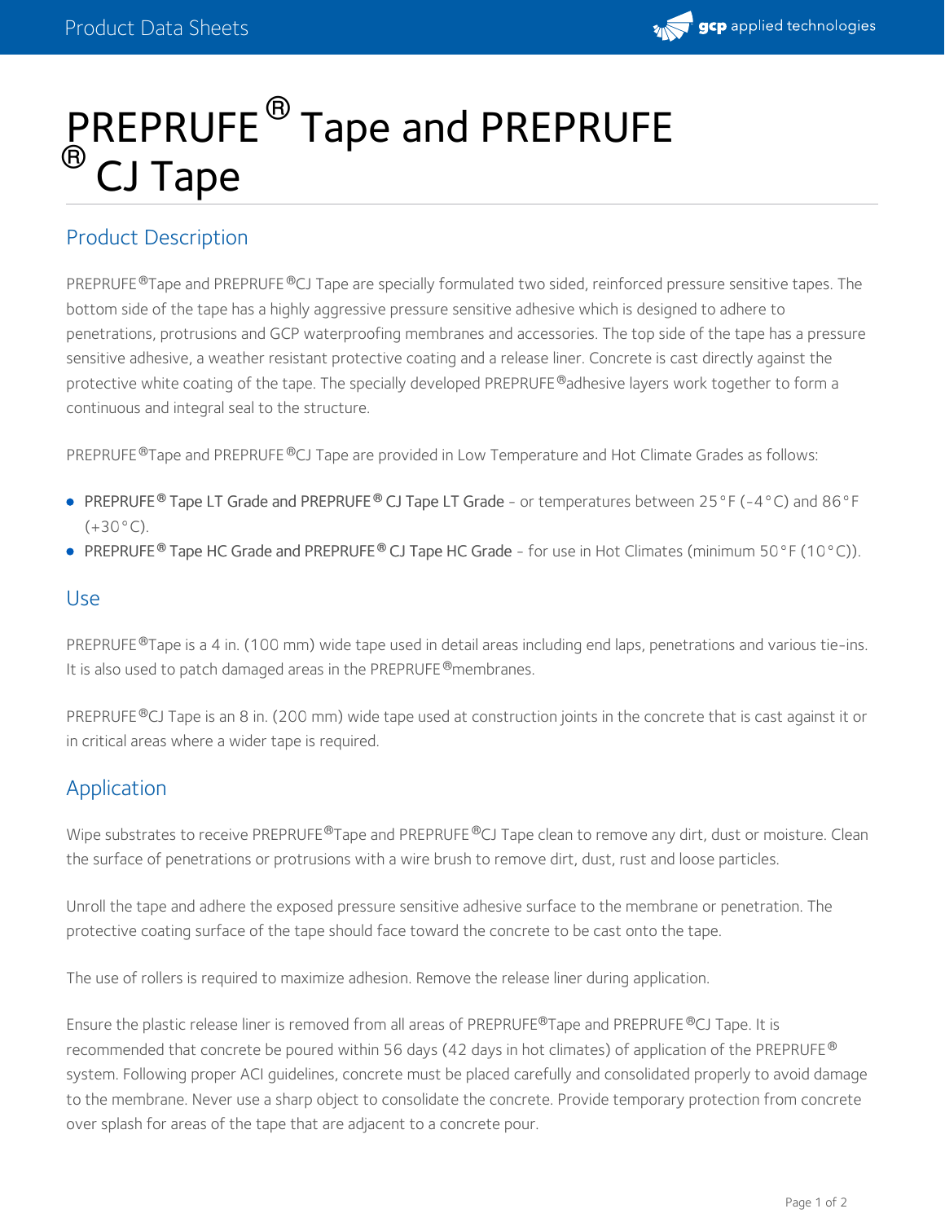# PREPRUFE® Tape and PREPRUFE® CJ Tape

## Product Description

PREPRUFE®Tape and PREPRUFE®CJ Tape are specially formulated two sided, reinforced pressure sensitive tapes. The bottom side of the tape has a highly aggressive pressure sensitive adhesive which is designed to adhere to penetrations, protrusions and GCP waterproofing membranes and accessories. The top side of the tape has a pressure sensitive adhesive, a weather resistant protective coating and a release liner. Concrete is cast directly against the protective white coating of the tape. The specially developed PREPRUFE®adhesive layers work together to form a continuous and integral seal to the structure.

PREPRUFE®Tape and PREPRUFE®CJ Tape are provided in Low Temperature and Hot Climate Grades as follows:

- **PREPRUFE® Tape LT Grade and PREPRUFE® CJ Tape LT Grade** - or temperatures between 25°F (-4°C) and 86°F (+30°C).
- **PREPRUFE® Tape HC Grade and PREPRUFE® CJ Tape HC Grade** - for use in Hot Climates (minimum 50°F (10°C)).

## Use

PREPRUFE®Tape is a 4 in. (100 mm) wide tape used in detail areas including end laps, penetrations and various tie-ins. It is also used to patch damaged areas in the PREPRUFE®membranes.

PREPRUFE®CJ Tape is an 8 in. (200 mm) wide tape used at construction joints in the concrete that is cast against it or in critical areas where a wider tape is required.

## Application

Wipe substrates to receive PREPRUFE®Tape and PREPRUFE®CJ Tape clean to remove any dirt, dust or moisture. Clean the surface of penetrations or protrusions with a wire brush to remove dirt, dust, rust and loose particles.

Unroll the tape and adhere the exposed pressure sensitive adhesive surface to the membrane or penetration. The protective coating surface of the tape should face toward the concrete to be cast onto the tape.

The use of rollers is required to maximize adhesion. Remove the release liner during application.

Ensure the plastic release liner is removed from all areas of PREPRUFE®Tape and PREPRUFE®CJ Tape. It is recommended that concrete be poured within 56 days (42 days in hot climates) of application of the PREPRUFE® system. Following proper ACI guidelines, concrete must be placed carefully and consolidated properly to avoid damage to the membrane. Never use a sharp object to consolidate the concrete. Provide temporary protection from concrete over splash for areas of the tape that are adjacent to a concrete pour.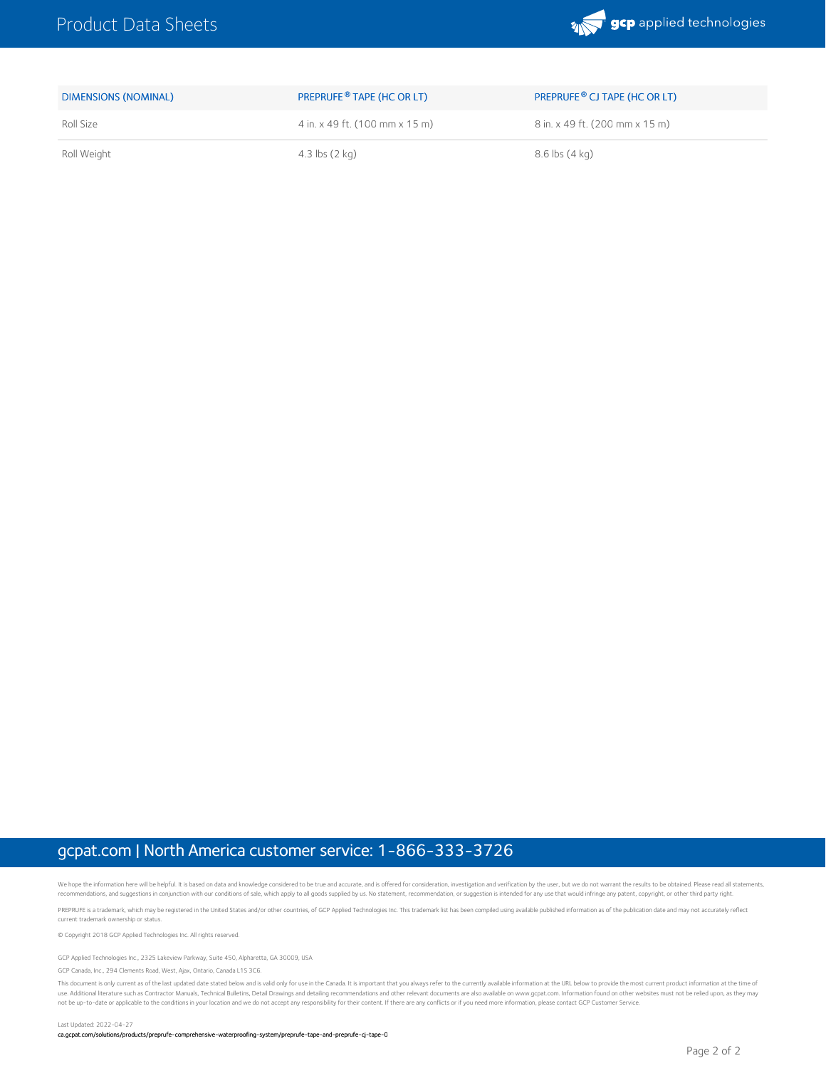| DIMENSIONS (NOMINAL) | PREPRUFE® TAPE (HC OR LT) | PREPRUFE® CJ TAPE (HC OR LT) |
|---|---|---|
| Roll Size | 4 in. x 49 ft. (100 mm x 15 m) | 8 in. x 49 ft. (200 mm x 15 m) |
| Roll Weight | 4.3 lbs (2 kg) | 8.6 lbs (4 kg) |

gcpat.com | North America customer service: 1-866-333-3726

We hope the information here will be helpful. It is based on data and knowledge considered to be true and accurate, and is offered for consideration, investigation and verification by the user, but we do not warrant the results to be obtained. Please read all statements, recommendations, and suggestions in conjunction with our conditions of sale, which apply to all goods supplied by us. No statement, recommendation, or suggestion is intended for any use that would infringe any patent, copyright, or other third party right.

PREPRUFE is a trademark, which may be registered in the United States and/or other countries, of GCP Applied Technologies Inc. This trademark list has been compiled using available published information as of the publication date and may not accurately reflect current trademark ownership or status.

© Copyright 2018 GCP Applied Technologies Inc. All rights reserved.

GCP Applied Technologies Inc., 2325 Lakeview Parkway, Suite 450, Alpharetta, GA 30009, USA

GCP Canada, Inc., 294 Clements Road, West, Ajax, Ontario, Canada L1S 3C6.

This document is only current as of the last updated date stated below and is valid only for use in the Canada. It is important that you always refer to the currently available information at the URL below to provide the most current product information at the time of use. Additional literature such as Contractor Manuals, Technical Bulletins, Detail Drawings and detailing recommendations and other relevant documents are also available on www.gcpat.com. Information found on other websites must not be relied upon, as they may not be up-to-date or applicable to the conditions in your location and we do not accept any responsibility for their content. If there are any conflicts or if you need more information, please contact GCP Customer Service.

Last Updated: 2022-04-27

ca.gcpat.com/solutions/products/preprufe-comprehensive-waterproofing-system/preprufe-tape-and-preprufe-cj-tape-0